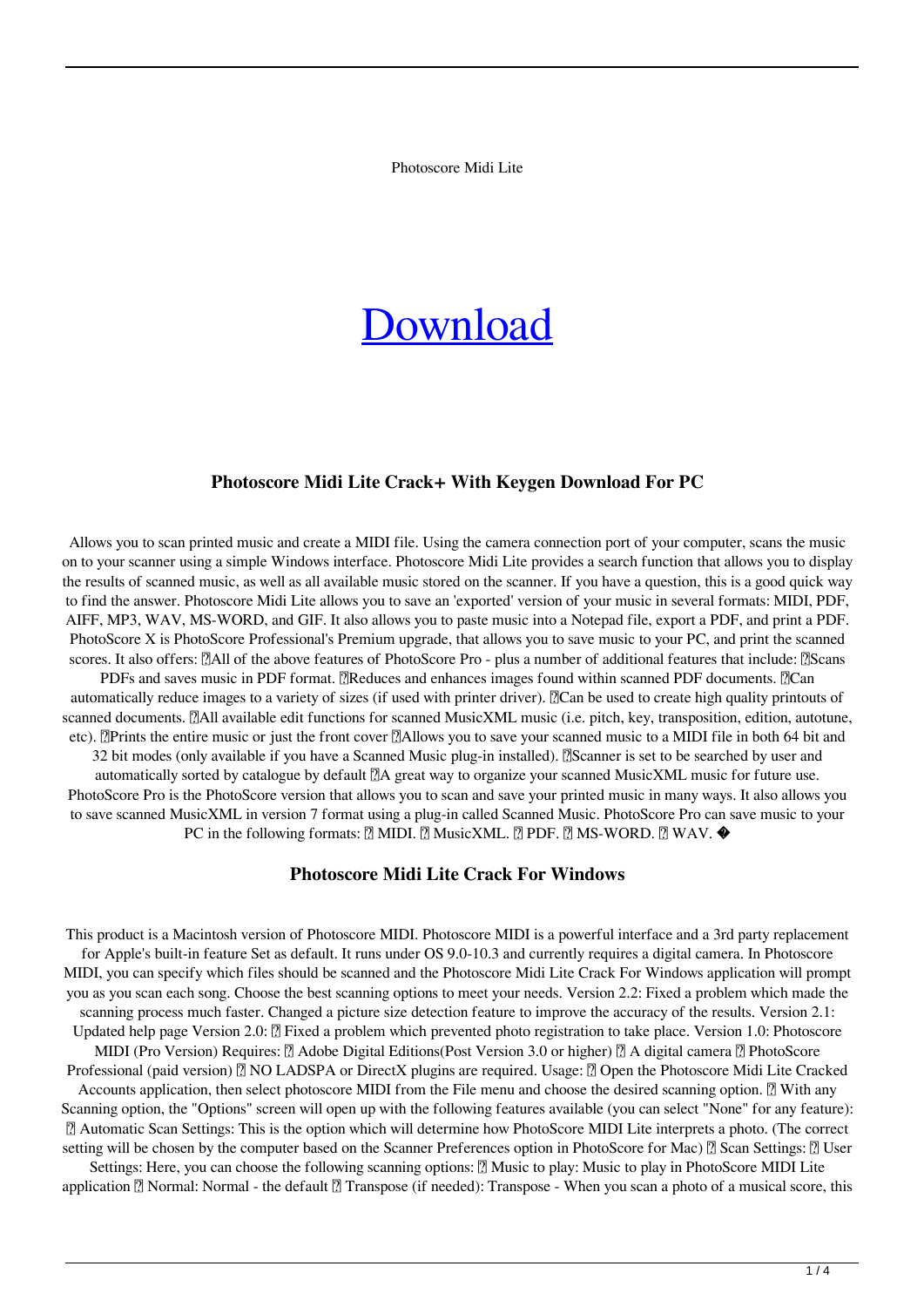Photoscore Midi Lite

# [Download](#)

### Photoscore Midi Lite Crack+ With Keygen Download For PC

Allows you to scan printed music and create a MIDI file. Using the camera connection port of your computer, scans the music on to your scanner using a simple Windows interface. Photoscore Midi Lite provides a search function that allows you to display the results of scanned music, as well as all available music stored on the scanner. If you have a question, this is a good quick way to find the answer. Photoscore Midi Lite allows you to save an 'exported' version of your music in several formats: MIDI, PDF, AIFF, MP3, WAV, MS-WORD, and GIF. It also allows you to paste music into a Notepad file, export a PDF, and print a PDF. PhotoScore X is PhotoScore Professional's Premium upgrade, that allows you to save music to your PC, and print the scanned scores. It also offers: ▯All of the above features of PhotoScore Pro - plus a number of additional features that include: ▯Scans PDFs and saves music in PDF format. ▯Reduces and enhances images found within scanned PDF documents. ▯Can automatically reduce images to a variety of sizes (if used with printer driver). ▯Can be used to create high quality printouts of scanned documents. ▯All available edit functions for scanned MusicXML music (i.e. pitch, key, transposition, edition, autotune, etc). ▯Prints the entire music or just the front cover ▯Allows you to save your scanned music to a MIDI file in both 64 bit and 32 bit modes (only available if you have a Scanned Music plug-in installed). ▯Scanner is set to be searched by user and automatically sorted by catalogue by default ▯A great way to organize your scanned MusicXML music for future use. PhotoScore Pro is the PhotoScore version that allows you to scan and save your printed music in many ways. It also allows you to save scanned MusicXML in version 7 format using a plug-in called Scanned Music. PhotoScore Pro can save music to your PC in the following formats: ▯ MIDI. ▯ MusicXML. ▯ PDF. ▯ MS-WORD. ▯ WAV. �

### Photoscore Midi Lite Crack For Windows

This product is a Macintosh version of Photoscore MIDI. Photoscore MIDI is a powerful interface and a 3rd party replacement for Apple's built-in feature Set as default. It runs under OS 9.0-10.3 and currently requires a digital camera. In Photoscore MIDI, you can specify which files should be scanned and the Photoscore Midi Lite Crack For Windows application will prompt you as you scan each song. Choose the best scanning options to meet your needs. Version 2.2: Fixed a problem which made the scanning process much faster. Changed a picture size detection feature to improve the accuracy of the results. Version 2.1: Updated help page Version 2.0: ▯ Fixed a problem which prevented photo registration to take place. Version 1.0: Photoscore MIDI (Pro Version) Requires: ▯ Adobe Digital Editions(Post Version 3.0 or higher) ▯ A digital camera ▯ PhotoScore Professional (paid version) ▯ NO LADSPA or DirectX plugins are required. Usage: ▯ Open the Photoscore Midi Lite Cracked Accounts application, then select photoscore MIDI from the File menu and choose the desired scanning option. ▯ With any Scanning option, the "Options" screen will open up with the following features available (you can select "None" for any feature): ▯ Automatic Scan Settings: This is the option which will determine how PhotoScore MIDI Lite interprets a photo. (The correct setting will be chosen by the computer based on the Scanner Preferences option in PhotoScore for Mac) ▯ Scan Settings: ▯ User Settings: Here, you can choose the following scanning options: ▯ Music to play: Music to play in PhotoScore MIDI Lite application ▯ Normal: Normal - the default ▯ Transpose (if needed): Transpose - When you scan a photo of a musical score, this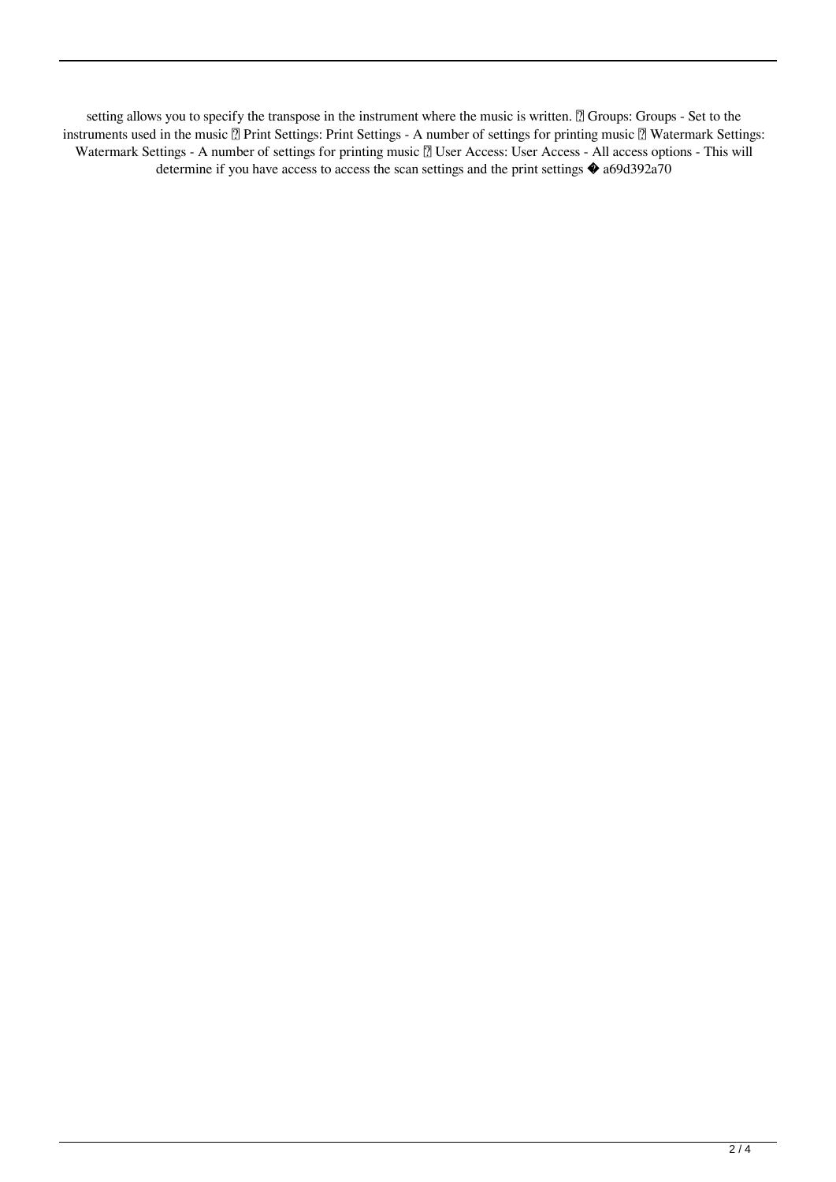setting allows you to specify the transpose in the instrument where the music is written. ▯ Groups: Groups - Set to the instruments used in the music ▯ Print Settings: Print Settings - A number of settings for printing music ▯ Watermark Settings: Watermark Settings - A number of settings for printing music ▯ User Access: User Access - All access options - This will determine if you have access to access the scan settings and the print settings � a69d392a70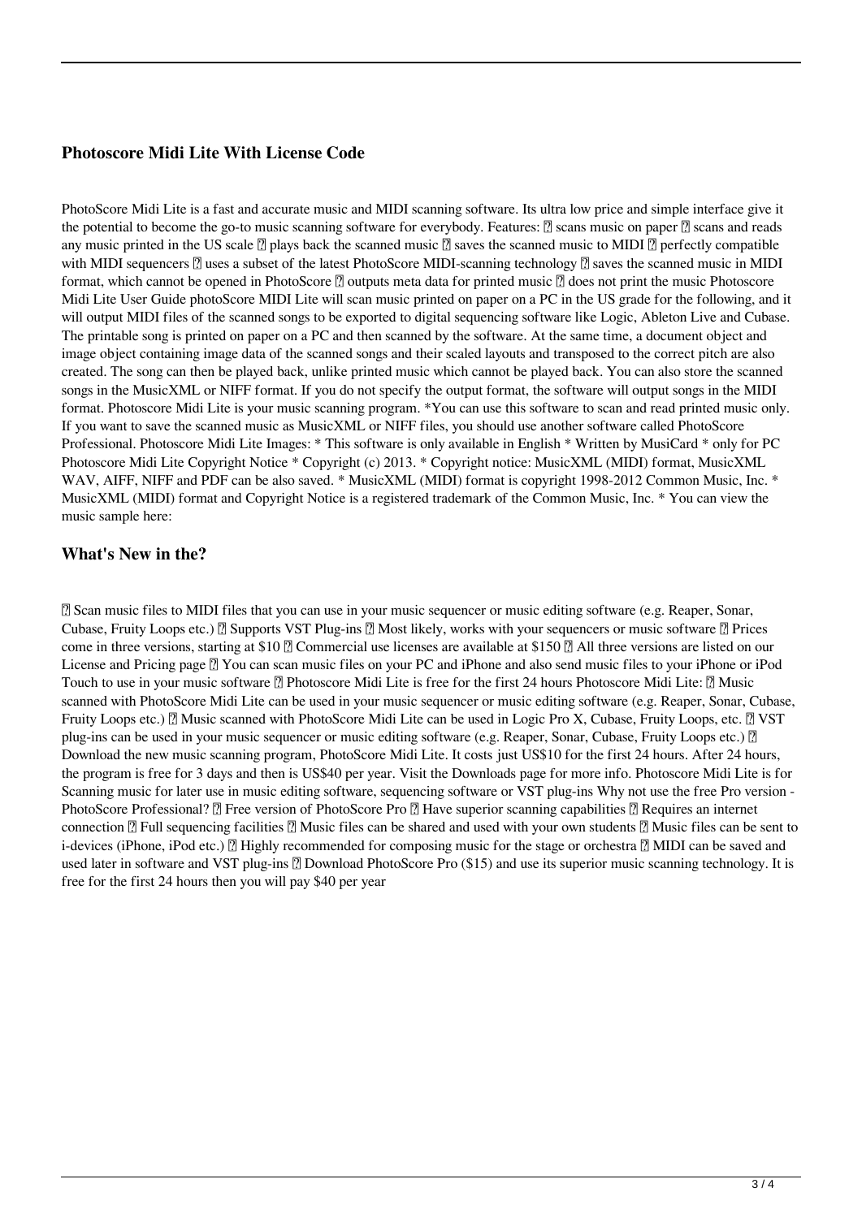## Photoscore Midi Lite With License Code

PhotoScore Midi Lite is a fast and accurate music and MIDI scanning software. Its ultra low price and simple interface give it the potential to become the go-to music scanning software for everybody. Features: ✓ scans music on paper ✓ scans and reads any music printed in the US scale ✓ plays back the scanned music ✓ saves the scanned music to MIDI ✓ perfectly compatible with MIDI sequencers ✓ uses a subset of the latest PhotoScore MIDI-scanning technology ✓ saves the scanned music in MIDI format, which cannot be opened in PhotoScore ✓ outputs meta data for printed music ✓ does not print the music Photoscore Midi Lite User Guide photoScore MIDI Lite will scan music printed on paper on a PC in the US grade for the following, and it will output MIDI files of the scanned songs to be exported to digital sequencing software like Logic, Ableton Live and Cubase. The printable song is printed on paper on a PC and then scanned by the software. At the same time, a document object and image object containing image data of the scanned songs and their scaled layouts and transposed to the correct pitch are also created. The song can then be played back, unlike printed music which cannot be played back. You can also store the scanned songs in the MusicXML or NIFF format. If you do not specify the output format, the software will output songs in the MIDI format. Photoscore Midi Lite is your music scanning program. *You can use this software to scan and read printed music only. If you want to save the scanned music as MusicXML or NIFF files, you should use another software called PhotoScore Professional. Photoscore Midi Lite Images: * This software is only available in English * Written by MusiCard * only for PC Photoscore Midi Lite Copyright Notice * Copyright (c) 2013. * Copyright notice: MusicXML (MIDI) format, MusicXML WAV, AIFF, NIFF and PDF can be also saved. * MusicXML (MIDI) format is copyright 1998-2012 Common Music, Inc. * MusicXML (MIDI) format and Copyright Notice is a registered trademark of the Common Music, Inc. * You can view the music sample here:

## What's New in the?

✓ Scan music files to MIDI files that you can use in your music sequencer or music editing software (e.g. Reaper, Sonar, Cubase, Fruity Loops etc.) ✓ Supports VST Plug-ins ✓ Most likely, works with your sequencers or music software ✓ Prices come in three versions, starting at $10 ✓ Commercial use licenses are available at $150 ✓ All three versions are listed on our License and Pricing page ✓ You can scan music files on your PC and iPhone and also send music files to your iPhone or iPod Touch to use in your music software ✓ Photoscore Midi Lite is free for the first 24 hours Photoscore Midi Lite: ✓ Music scanned with PhotoScore Midi Lite can be used in your music sequencer or music editing software (e.g. Reaper, Sonar, Cubase, Fruity Loops etc.) ✓ Music scanned with PhotoScore Midi Lite can be used in Logic Pro X, Cubase, Fruity Loops, etc. ✓ VST plug-ins can be used in your music sequencer or music editing software (e.g. Reaper, Sonar, Cubase, Fruity Loops etc.) ✓ Download the new music scanning program, PhotoScore Midi Lite. It costs just US$10 for the first 24 hours. After 24 hours, the program is free for 3 days and then is US$40 per year. Visit the Downloads page for more info. Photoscore Midi Lite is for Scanning music for later use in music editing software, sequencing software or VST plug-ins Why not use the free Pro version - PhotoScore Professional? ✓ Free version of PhotoScore Pro ✓ Have superior scanning capabilities ✓ Requires an internet connection ✓ Full sequencing facilities ✓ Music files can be shared and used with your own students ✓ Music files can be sent to i-devices (iPhone, iPod etc.) ✓ Highly recommended for composing music for the stage or orchestra ✓ MIDI can be saved and used later in software and VST plug-ins ✓ Download PhotoScore Pro ($15) and use its superior music scanning technology. It is free for the first 24 hours then you will pay $40 per year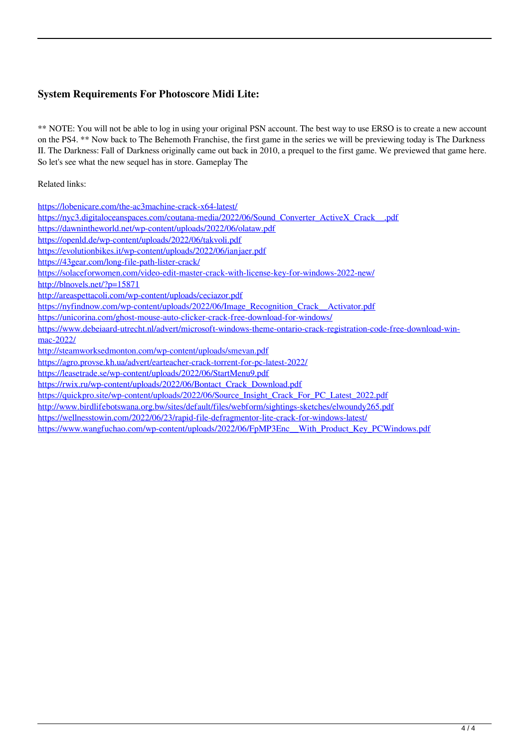### System Requirements For Photoscore Midi Lite:

** NOTE: You will not be able to log in using your original PSN account. The best way to use ERSO is to create a new account on the PS4. ** Now back to The Behemoth Franchise, the first game in the series we will be previewing today is The Darkness II. The Darkness: Fall of Darkness originally came out back in 2010, a prequel to the first game. We previewed that game here. So let's see what the new sequel has in store. Gameplay The

Related links:

https://lobenicare.com/the-ac3machine-crack-x64-latest/
https://nyc3.digitaloceanspaces.com/coutana-media/2022/06/Sound_Converter_ActiveX_Crack___.pdf
https://dawnintheworld.net/wp-content/uploads/2022/06/olataw.pdf
https://openld.de/wp-content/uploads/2022/06/takvoli.pdf
https://evolutionbikes.it/wp-content/uploads/2022/06/ianjaer.pdf
https://43gear.com/long-file-path-lister-crack/
https://solaceforwomen.com/video-edit-master-crack-with-license-key-for-windows-2022-new/
http://blnovels.net/?p=15871
http://areaspettacoli.com/wp-content/uploads/ceciazor.pdf
https://nyfindnow.com/wp-content/uploads/2022/06/Image_Recognition_Crack__Activator.pdf
https://unicorina.com/ghost-mouse-auto-clicker-crack-free-download-for-windows/
https://www.debeiaard-utrecht.nl/advert/microsoft-windows-theme-ontario-crack-registration-code-free-download-win-mac-2022/
http://steamworksedmonton.com/wp-content/uploads/smevan.pdf
https://agro.provse.kh.ua/advert/earteacher-crack-torrent-for-pc-latest-2022/
https://leasetrade.se/wp-content/uploads/2022/06/StartMenu9.pdf
https://rwix.ru/wp-content/uploads/2022/06/Bontact_Crack_Download.pdf
https://quickpro.site/wp-content/uploads/2022/06/Source_Insight_Crack_For_PC_Latest_2022.pdf
http://www.birdlifebotswana.org.bw/sites/default/files/webform/sightings-sketches/elwoundy265.pdf
https://wellnesstowin.com/2022/06/23/rapid-file-defragmentor-lite-crack-for-windows-latest/
https://www.wangfuchao.com/wp-content/uploads/2022/06/FpMP3Enc__With_Product_Key_PCWindows.pdf